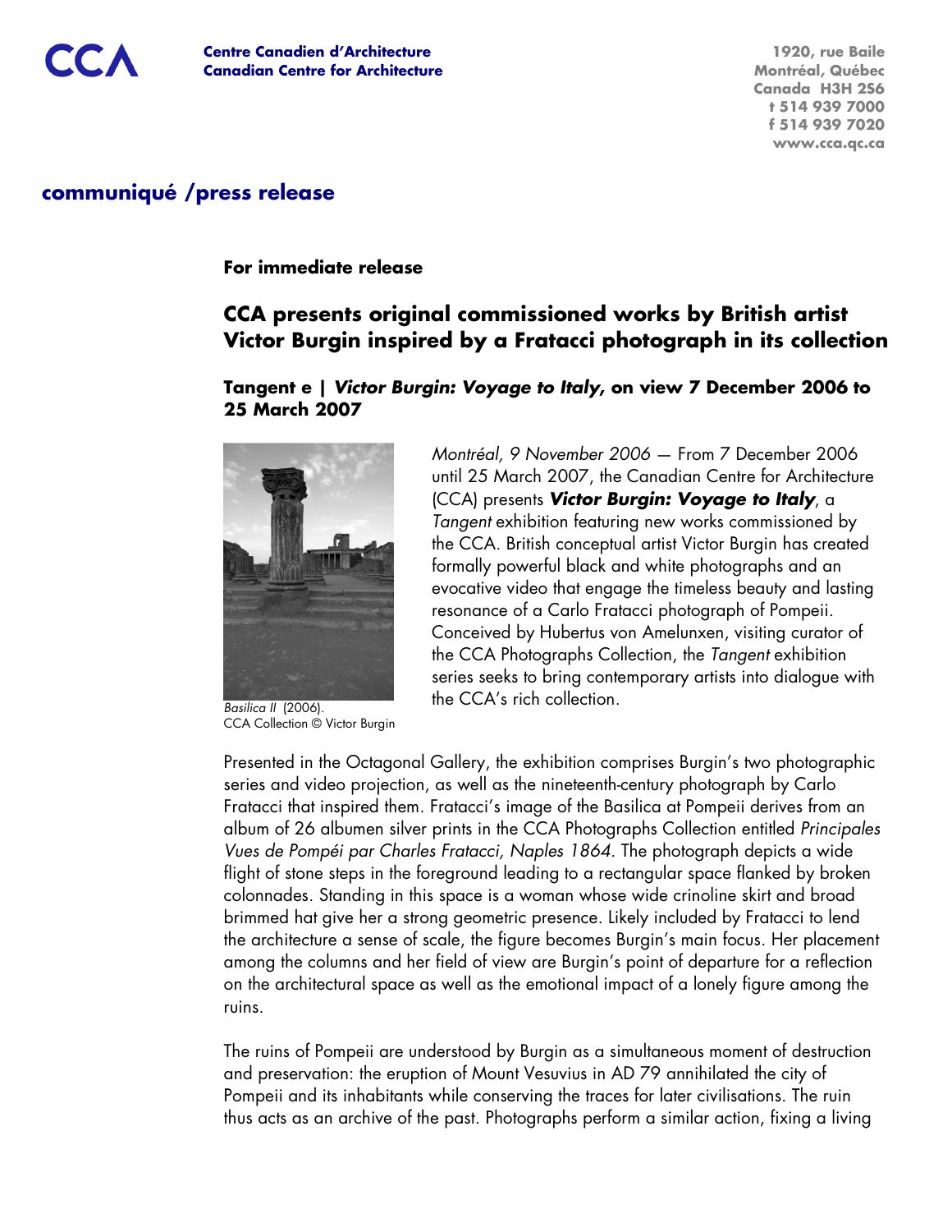CCA

**Centre Canadien d'Architecture**
**Canadian Centre for Architecture**

1920, rue Baile
Montréal, Québec
Canada H3H 2S6
t 514 939 7000
f 514 939 7020
www.cca.qc.ca

## communiqué /press release

**For immediate release**

# CCA presents original commissioned works by British artist Victor Burgin inspired by a Fratacci photograph in its collection

### Tangent e | *Victor Burgin: Voyage to Italy*, on view 7 December 2006 to 25 March 2007

*Basilica II* (2006).
CCA Collection © Victor Burgin

*Montréal, 9 November 2006* — From 7 December 2006 until 25 March 2007, the Canadian Centre for Architecture (CCA) presents ***Victor Burgin: Voyage to Italy***, a *Tangent* exhibition featuring new works commissioned by the CCA. British conceptual artist Victor Burgin has created formally powerful black and white photographs and an evocative video that engage the timeless beauty and lasting resonance of a Carlo Fratacci photograph of Pompeii. Conceived by Hubertus von Amelunxen, visiting curator of the CCA Photographs Collection, the *Tangent* exhibition series seeks to bring contemporary artists into dialogue with the CCA's rich collection.

Presented in the Octagonal Gallery, the exhibition comprises Burgin's two photographic series and video projection, as well as the nineteenth-century photograph by Carlo Fratacci that inspired them. Fratacci's image of the Basilica at Pompeii derives from an album of 26 albumen silver prints in the CCA Photographs Collection entitled *Principales Vues de Pompéi par Charles Fratacci, Naples 1864*. The photograph depicts a wide flight of stone steps in the foreground leading to a rectangular space flanked by broken colonnades. Standing in this space is a woman whose wide crinoline skirt and broad brimmed hat give her a strong geometric presence. Likely included by Fratacci to lend the architecture a sense of scale, the figure becomes Burgin's main focus. Her placement among the columns and her field of view are Burgin's point of departure for a reflection on the architectural space as well as the emotional impact of a lonely figure among the ruins.

The ruins of Pompeii are understood by Burgin as a simultaneous moment of destruction and preservation: the eruption of Mount Vesuvius in AD 79 annihilated the city of Pompeii and its inhabitants while conserving the traces for later civilisations. The ruin thus acts as an archive of the past. Photographs perform a similar action, fixing a living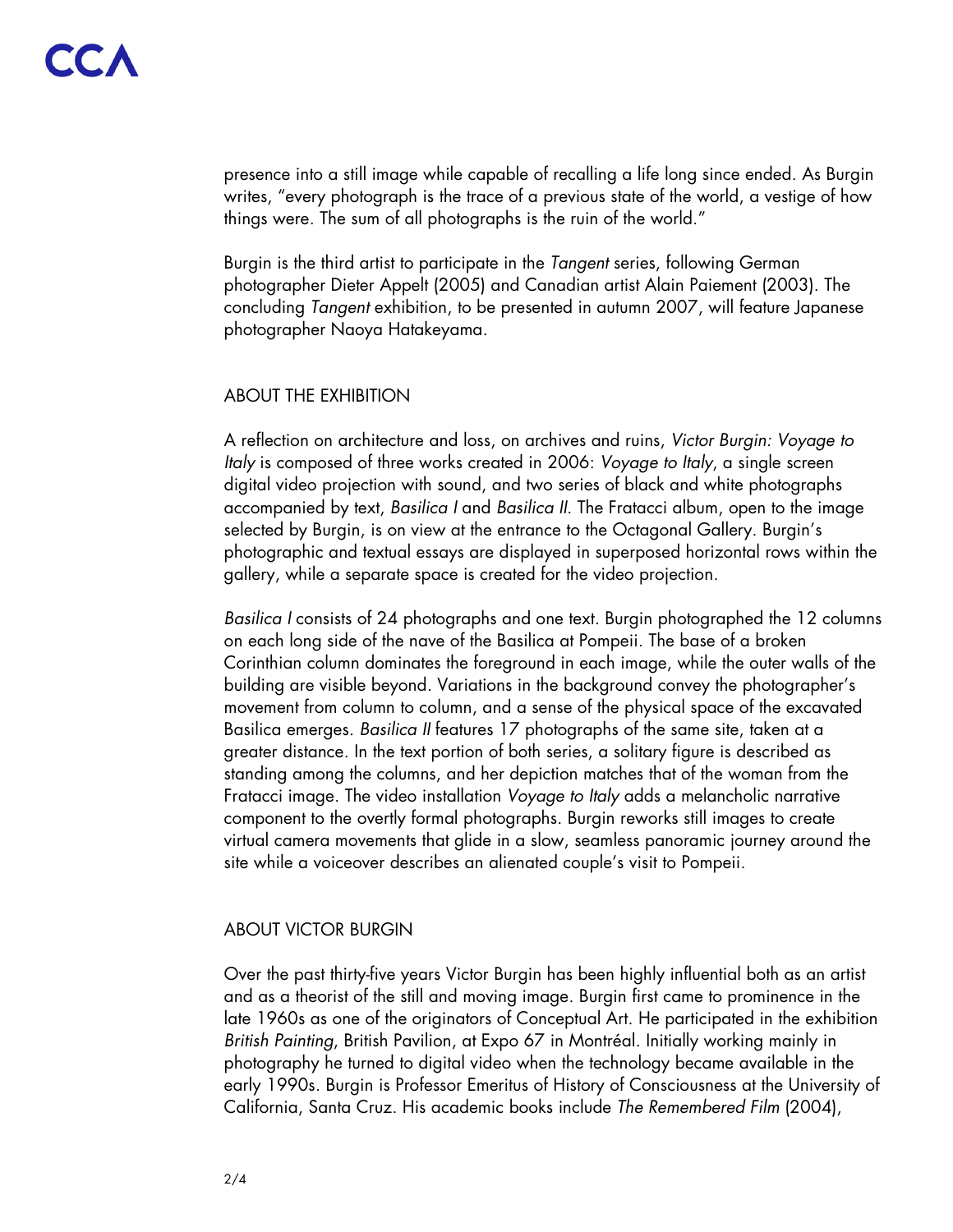presence into a still image while capable of recalling a life long since ended. As Burgin writes, "every photograph is the trace of a previous state of the world, a vestige of how things were. The sum of all photographs is the ruin of the world."

Burgin is the third artist to participate in the *Tangent* series, following German photographer Dieter Appelt (2005) and Canadian artist Alain Paiement (2003). The concluding *Tangent* exhibition, to be presented in autumn 2007, will feature Japanese photographer Naoya Hatakeyama.

## ABOUT THE EXHIBITION

A reflection on architecture and loss, on archives and ruins, *Victor Burgin: Voyage to Italy* is composed of three works created in 2006: *Voyage to Italy*, a single screen digital video projection with sound, and two series of black and white photographs accompanied by text, *Basilica I* and *Basilica II*. The Fratacci album, open to the image selected by Burgin, is on view at the entrance to the Octagonal Gallery. Burgin's photographic and textual essays are displayed in superposed horizontal rows within the gallery, while a separate space is created for the video projection.

*Basilica I* consists of 24 photographs and one text. Burgin photographed the 12 columns on each long side of the nave of the Basilica at Pompeii. The base of a broken Corinthian column dominates the foreground in each image, while the outer walls of the building are visible beyond. Variations in the background convey the photographer's movement from column to column, and a sense of the physical space of the excavated Basilica emerges. *Basilica II* features 17 photographs of the same site, taken at a greater distance. In the text portion of both series, a solitary figure is described as standing among the columns, and her depiction matches that of the woman from the Fratacci image. The video installation *Voyage to Italy* adds a melancholic narrative component to the overtly formal photographs. Burgin reworks still images to create virtual camera movements that glide in a slow, seamless panoramic journey around the site while a voiceover describes an alienated couple's visit to Pompeii.

## ABOUT VICTOR BURGIN

Over the past thirty-five years Victor Burgin has been highly influential both as an artist and as a theorist of the still and moving image. Burgin first came to prominence in the late 1960s as one of the originators of Conceptual Art. He participated in the exhibition *British Painting*, British Pavilion, at Expo 67 in Montréal. Initially working mainly in photography he turned to digital video when the technology became available in the early 1990s. Burgin is Professor Emeritus of History of Consciousness at the University of California, Santa Cruz. His academic books include *The Remembered Film* (2004),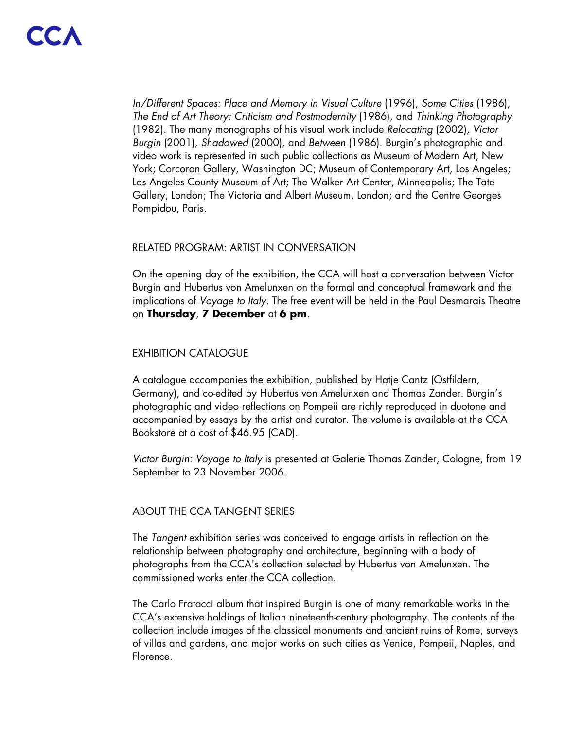*In/Different Spaces: Place and Memory in Visual Culture* (1996), *Some Cities* (1986), *The End of Art Theory: Criticism and Postmodernity* (1986), and *Thinking Photography* (1982). The many monographs of his visual work include *Relocating* (2002), *Victor Burgin* (2001), *Shadowed* (2000), and *Between* (1986). Burgin's photographic and video work is represented in such public collections as Museum of Modern Art, New York; Corcoran Gallery, Washington DC; Museum of Contemporary Art, Los Angeles; Los Angeles County Museum of Art; The Walker Art Center, Minneapolis; The Tate Gallery, London; The Victoria and Albert Museum, London; and the Centre Georges Pompidou, Paris.

## RELATED PROGRAM: ARTIST IN CONVERSATION

On the opening day of the exhibition, the CCA will host a conversation between Victor Burgin and Hubertus von Amelunxen on the formal and conceptual framework and the implications of *Voyage to Italy*. The free event will be held in the Paul Desmarais Theatre on **Thursday**, **7 December** at **6 pm**.

## EXHIBITION CATALOGUE

A catalogue accompanies the exhibition, published by Hatje Cantz (Ostfildern, Germany), and co-edited by Hubertus von Amelunxen and Thomas Zander. Burgin's photographic and video reflections on Pompeii are richly reproduced in duotone and accompanied by essays by the artist and curator. The volume is available at the CCA Bookstore at a cost of $46.95 (CAD).

*Victor Burgin: Voyage to Italy* is presented at Galerie Thomas Zander, Cologne, from 19 September to 23 November 2006.

## ABOUT THE CCA TANGENT SERIES

The *Tangent* exhibition series was conceived to engage artists in reflection on the relationship between photography and architecture, beginning with a body of photographs from the CCA's collection selected by Hubertus von Amelunxen. The commissioned works enter the CCA collection.

The Carlo Fratacci album that inspired Burgin is one of many remarkable works in the CCA's extensive holdings of Italian nineteenth-century photography. The contents of the collection include images of the classical monuments and ancient ruins of Rome, surveys of villas and gardens, and major works on such cities as Venice, Pompeii, Naples, and Florence.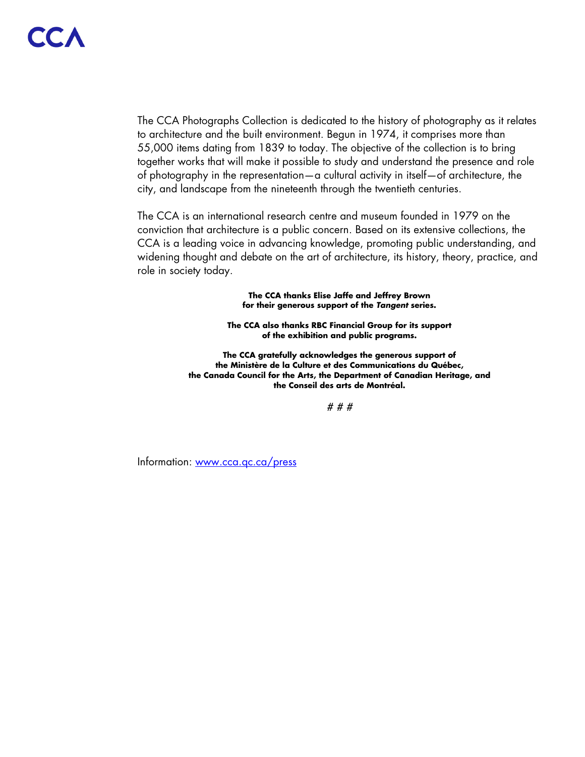CCA

The CCA Photographs Collection is dedicated to the history of photography as it relates to architecture and the built environment. Begun in 1974, it comprises more than 55,000 items dating from 1839 to today. The objective of the collection is to bring together works that will make it possible to study and understand the presence and role of photography in the representation—a cultural activity in itself—of architecture, the city, and landscape from the nineteenth through the twentieth centuries.

The CCA is an international research centre and museum founded in 1979 on the conviction that architecture is a public concern. Based on its extensive collections, the CCA is a leading voice in advancing knowledge, promoting public understanding, and widening thought and debate on the art of architecture, its history, theory, practice, and role in society today.

**The CCA thanks Elise Jaffe and Jeffrey Brown for their generous support of the *Tangent* series.**

**The CCA also thanks RBC Financial Group for its support of the exhibition and public programs.**

**The CCA gratefully acknowledges the generous support of the Ministère de la Culture et des Communications du Québec, the Canada Council for the Arts, the Department of Canadian Heritage, and the Conseil des arts de Montréal.**

# # #

Information: [www.cca.qc.ca/press](www.cca.qc.ca/press)